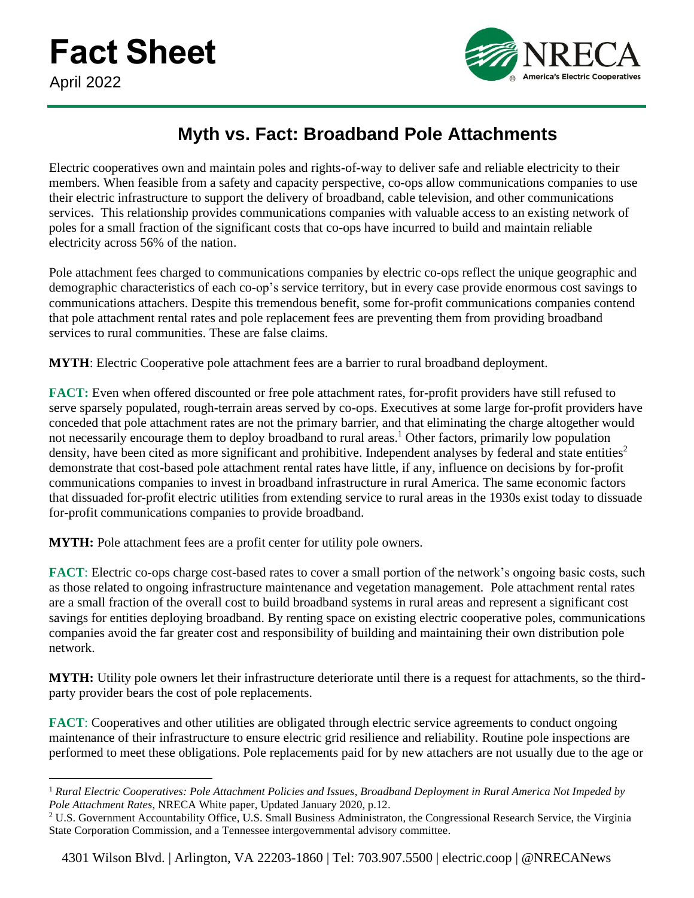# Fact Sheet

April 2022

## Myth vs. Fact: Broadband Pole Attachments

Electric cooperatives own and maintain poles and rights-of-way to deliver safe and reliable electricity to their members. When feasible from a safety and capacity perspective, co-ops allow communications companies to use their electric infrastructure to support the delivery of broadband, cable television, and other communications services. This relationship provides communications companies with valuable access to an existing network of poles for a small fraction of the significant costs that co-ops have incurred to build and maintain reliable electricity across 56% of the nation.

Pole attachment fees charged to communications companies by electric co-ops reflect the unique geographic and demographic characteristics of each co-op's service territory, but in every case provide enormous cost savings to communications attachers. Despite this tremendous benefit, some for-profit communications companies contend that pole attachment rental rates and pole replacement fees are preventing them from providing broadband services to rural communities. These are false claims.

**MYTH**: Electric Cooperative pole attachment fees are a barrier to rural broadband deployment.

**FACT:** Even when offered discounted or free pole attachment rates, for-profit providers have still refused to serve sparsely populated, rough-terrain areas served by co-ops. Executives at some large for-profit providers have conceded that pole attachment rates are not the primary barrier, and that eliminating the charge altogether would not necessarily encourage them to deploy broadband to rural areas.[1] Other factors, primarily low population density, have been cited as more significant and prohibitive. Independent analyses by federal and state entities[2] demonstrate that cost-based pole attachment rental rates have little, if any, influence on decisions by for-profit communications companies to invest in broadband infrastructure in rural America. The same economic factors that dissuaded for-profit electric utilities from extending service to rural areas in the 1930s exist today to dissuade for-profit communications companies to provide broadband.

**MYTH:** Pole attachment fees are a profit center for utility pole owners.

**FACT**: Electric co-ops charge cost-based rates to cover a small portion of the network's ongoing basic costs, such as those related to ongoing infrastructure maintenance and vegetation management. Pole attachment rental rates are a small fraction of the overall cost to build broadband systems in rural areas and represent a significant cost savings for entities deploying broadband. By renting space on existing electric cooperative poles, communications companies avoid the far greater cost and responsibility of building and maintaining their own distribution pole network.

**MYTH:** Utility pole owners let their infrastructure deteriorate until there is a request for attachments, so the third-party provider bears the cost of pole replacements.

**FACT**: Cooperatives and other utilities are obligated through electric service agreements to conduct ongoing maintenance of their infrastructure to ensure electric grid resilience and reliability. Routine pole inspections are performed to meet these obligations. Pole replacements paid for by new attachers are not usually due to the age or

---

[1] *Rural Electric Cooperatives: Pole Attachment Policies and Issues, Broadband Deployment in Rural America Not Impeded by Pole Attachment Rates*, NRECA White paper, Updated January 2020, p.12.

[2] U.S. Government Accountability Office, U.S. Small Business Administraton, the Congressional Research Service, the Virginia State Corporation Commission, and a Tennessee intergovernmental advisory committee.

4301 Wilson Blvd. | Arlington, VA 22203-1860 | Tel: 703.907.5500 | electric.coop | @NRECANews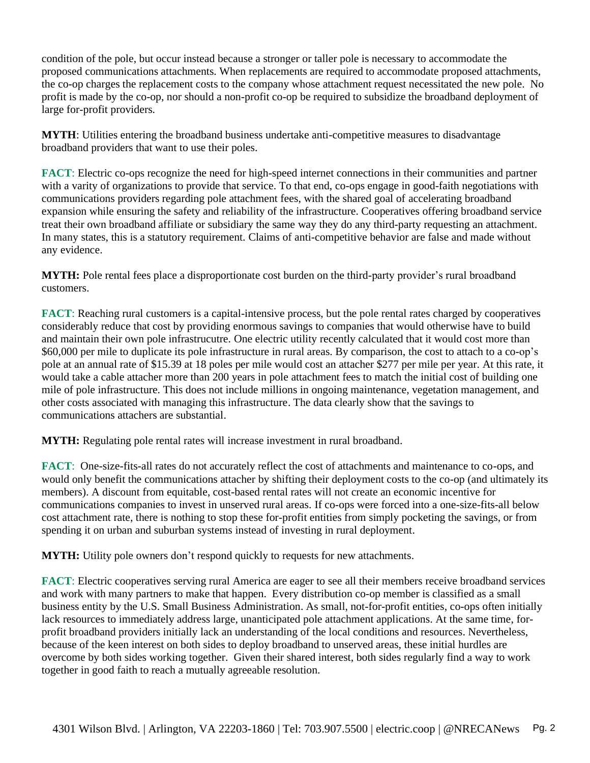condition of the pole, but occur instead because a stronger or taller pole is necessary to accommodate the proposed communications attachments. When replacements are required to accommodate proposed attachments, the co-op charges the replacement costs to the company whose attachment request necessitated the new pole. No profit is made by the co-op, nor should a non-profit co-op be required to subsidize the broadband deployment of large for-profit providers.

**MYTH**: Utilities entering the broadband business undertake anti-competitive measures to disadvantage broadband providers that want to use their poles.

**FACT**: Electric co-ops recognize the need for high-speed internet connections in their communities and partner with a varity of organizations to provide that service. To that end, co-ops engage in good-faith negotiations with communications providers regarding pole attachment fees, with the shared goal of accelerating broadband expansion while ensuring the safety and reliability of the infrastructure. Cooperatives offering broadband service treat their own broadband affiliate or subsidiary the same way they do any third-party requesting an attachment. In many states, this is a statutory requirement. Claims of anti-competitive behavior are false and made without any evidence.

**MYTH:** Pole rental fees place a disproportionate cost burden on the third-party provider's rural broadband customers.

**FACT**: Reaching rural customers is a capital-intensive process, but the pole rental rates charged by cooperatives considerably reduce that cost by providing enormous savings to companies that would otherwise have to build and maintain their own pole infrastrucutre. One electric utility recently calculated that it would cost more than $60,000 per mile to duplicate its pole infrastructure in rural areas. By comparison, the cost to attach to a co-op's pole at an annual rate of $15.39 at 18 poles per mile would cost an attacher $277 per mile per year. At this rate, it would take a cable attacher more than 200 years in pole attachment fees to match the initial cost of building one mile of pole infrastructure. This does not include millions in ongoing maintenance, vegetation management, and other costs associated with managing this infrastructure. The data clearly show that the savings to communications attachers are substantial.

**MYTH:** Regulating pole rental rates will increase investment in rural broadband.

**FACT**: One-size-fits-all rates do not accurately reflect the cost of attachments and maintenance to co-ops, and would only benefit the communications attacher by shifting their deployment costs to the co-op (and ultimately its members). A discount from equitable, cost-based rental rates will not create an economic incentive for communications companies to invest in unserved rural areas. If co-ops were forced into a one-size-fits-all below cost attachment rate, there is nothing to stop these for-profit entities from simply pocketing the savings, or from spending it on urban and suburban systems instead of investing in rural deployment.

**MYTH:** Utility pole owners don't respond quickly to requests for new attachments.

**FACT**: Electric cooperatives serving rural America are eager to see all their members receive broadband services and work with many partners to make that happen. Every distribution co-op member is classified as a small business entity by the U.S. Small Business Administration. As small, not-for-profit entities, co-ops often initially lack resources to immediately address large, unanticipated pole attachment applications. At the same time, for-profit broadband providers initially lack an understanding of the local conditions and resources. Nevertheless, because of the keen interest on both sides to deploy broadband to unserved areas, these initial hurdles are overcome by both sides working together. Given their shared interest, both sides regularly find a way to work together in good faith to reach a mutually agreeable resolution.

4301 Wilson Blvd. | Arlington, VA 22203-1860 | Tel: 703.907.5500 | electric.coop | @NRECANews